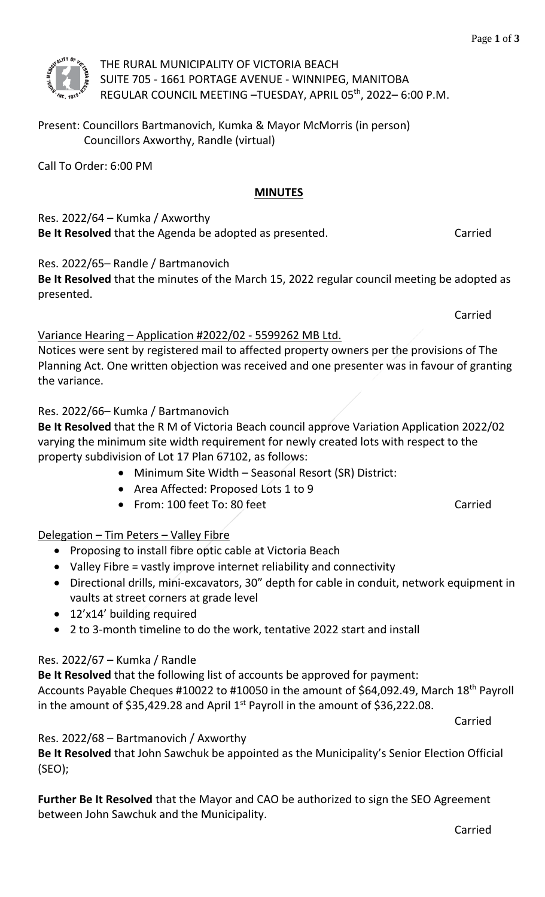THE RURAL MUNICIPALITY OF VICTORIA BEACH
SUITE 705 - 1661 PORTAGE AVENUE - WINNIPEG, MANITOBA
REGULAR COUNCIL MEETING –TUESDAY, APRIL 05th, 2022– 6:00 P.M.

Present: Councillors Bartmanovich, Kumka & Mayor McMorris (in person)
Councillors Axworthy, Randle (virtual)

Call To Order: 6:00 PM

**MINUTES**

Res. 2022/64 – Kumka / Axworthy
**Be It Resolved** that the Agenda be adopted as presented. Carried

Res. 2022/65– Randle / Bartmanovich
**Be It Resolved** that the minutes of the March 15, 2022 regular council meeting be adopted as presented.

Carried

Variance Hearing – Application #2022/02 - 5599262 MB Ltd.
Notices were sent by registered mail to affected property owners per the provisions of The Planning Act. One written objection was received and one presenter was in favour of granting the variance.

Res. 2022/66– Kumka / Bartmanovich
**Be It Resolved** that the R M of Victoria Beach council approve Variation Application 2022/02 varying the minimum site width requirement for newly created lots with respect to the property subdivision of Lot 17 Plan 67102, as follows:

- Minimum Site Width – Seasonal Resort (SR) District:
- Area Affected: Proposed Lots 1 to 9
- From: 100 feet To: 80 feet

Carried

Delegation – Tim Peters – Valley Fibre

- Proposing to install fibre optic cable at Victoria Beach
- Valley Fibre = vastly improve internet reliability and connectivity
- Directional drills, mini-excavators, 30" depth for cable in conduit, network equipment in vaults at street corners at grade level
- 12'x14' building required
- 2 to 3-month timeline to do the work, tentative 2022 start and install

Res. 2022/67 – Kumka / Randle
**Be It Resolved** that the following list of accounts be approved for payment:
Accounts Payable Cheques #10022 to #10050 in the amount of $64,092.49, March 18th Payroll in the amount of $35,429.28 and April 1st Payroll in the amount of $36,222.08.

Carried

Res. 2022/68 – Bartmanovich / Axworthy
**Be It Resolved** that John Sawchuk be appointed as the Municipality's Senior Election Official (SEO);

**Further Be It Resolved** that the Mayor and CAO be authorized to sign the SEO Agreement between John Sawchuk and the Municipality.

Carried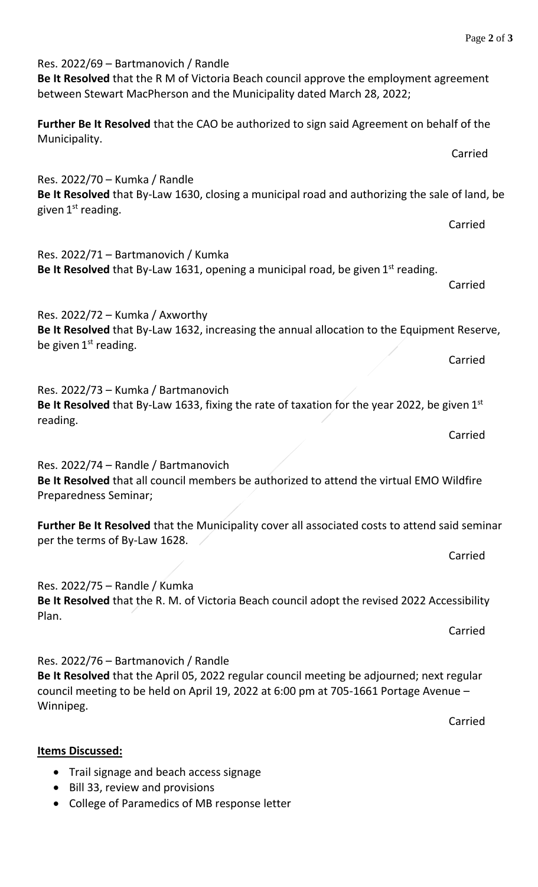Res. 2022/69 – Bartmanovich / Randle
**Be It Resolved** that the R M of Victoria Beach council approve the employment agreement between Stewart MacPherson and the Municipality dated March 28, 2022;

**Further Be It Resolved** that the CAO be authorized to sign said Agreement on behalf of the Municipality.

Carried

Res. 2022/70 – Kumka / Randle
**Be It Resolved** that By-Law 1630, closing a municipal road and authorizing the sale of land, be given 1st reading.

Carried

Res. 2022/71 – Bartmanovich / Kumka
**Be It Resolved** that By-Law 1631, opening a municipal road, be given 1st reading.

Carried

Res. 2022/72 – Kumka / Axworthy
**Be It Resolved** that By-Law 1632, increasing the annual allocation to the Equipment Reserve, be given 1st reading.

Carried

Res. 2022/73 – Kumka / Bartmanovich
**Be It Resolved** that By-Law 1633, fixing the rate of taxation for the year 2022, be given 1st reading.

Carried

Res. 2022/74 – Randle / Bartmanovich
**Be It Resolved** that all council members be authorized to attend the virtual EMO Wildfire Preparedness Seminar;

**Further Be It Resolved** that the Municipality cover all associated costs to attend said seminar per the terms of By-Law 1628.

Carried

Res. 2022/75 – Randle / Kumka
**Be It Resolved** that the R. M. of Victoria Beach council adopt the revised 2022 Accessibility Plan.

Carried

Res. 2022/76 – Bartmanovich / Randle
**Be It Resolved** that the April 05, 2022 regular council meeting be adjourned; next regular council meeting to be held on April 19, 2022 at 6:00 pm at 705-1661 Portage Avenue – Winnipeg.

Carried

**Items Discussed:**

- Trail signage and beach access signage
- Bill 33, review and provisions
- College of Paramedics of MB response letter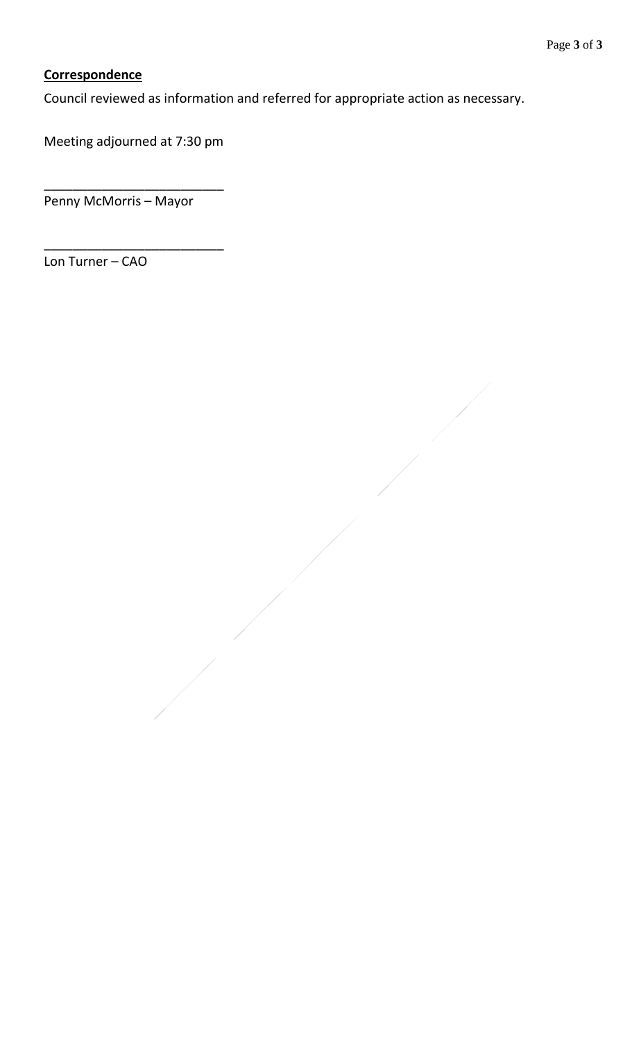**Correspondence**

Council reviewed as information and referred for appropriate action as necessary.

Meeting adjourned at 7:30 pm

_________________________
Penny McMorris – Mayor

_________________________
Lon Turner – CAO